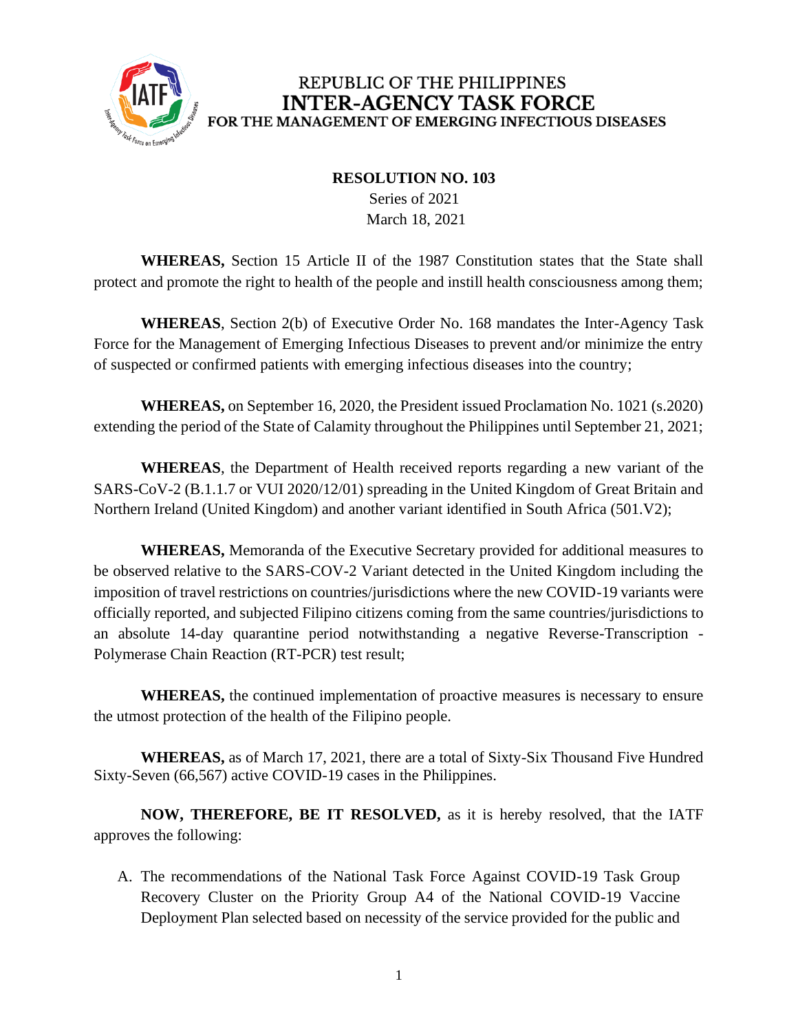REPUBLIC OF THE PHILIPPINES
**INTER-AGENCY TASK FORCE**
FOR THE MANAGEMENT OF EMERGING INFECTIOUS DISEASES

**RESOLUTION NO. 103**
Series of 2021
March 18, 2021

**WHEREAS,** Section 15 Article II of the 1987 Constitution states that the State shall protect and promote the right to health of the people and instill health consciousness among them;

**WHEREAS**, Section 2(b) of Executive Order No. 168 mandates the Inter-Agency Task Force for the Management of Emerging Infectious Diseases to prevent and/or minimize the entry of suspected or confirmed patients with emerging infectious diseases into the country;

**WHEREAS,** on September 16, 2020, the President issued Proclamation No. 1021 (s.2020) extending the period of the State of Calamity throughout the Philippines until September 21, 2021;

**WHEREAS**, the Department of Health received reports regarding a new variant of the SARS-CoV-2 (B.1.1.7 or VUI 2020/12/01) spreading in the United Kingdom of Great Britain and Northern Ireland (United Kingdom) and another variant identified in South Africa (501.V2);

**WHEREAS,** Memoranda of the Executive Secretary provided for additional measures to be observed relative to the SARS-COV-2 Variant detected in the United Kingdom including the imposition of travel restrictions on countries/jurisdictions where the new COVID-19 variants were officially reported, and subjected Filipino citizens coming from the same countries/jurisdictions to an absolute 14-day quarantine period notwithstanding a negative Reverse-Transcription - Polymerase Chain Reaction (RT-PCR) test result;

**WHEREAS,** the continued implementation of proactive measures is necessary to ensure the utmost protection of the health of the Filipino people.

**WHEREAS,** as of March 17, 2021, there are a total of Sixty-Six Thousand Five Hundred Sixty-Seven (66,567) active COVID-19 cases in the Philippines.

**NOW, THEREFORE, BE IT RESOLVED,** as it is hereby resolved, that the IATF approves the following:

A. The recommendations of the National Task Force Against COVID-19 Task Group Recovery Cluster on the Priority Group A4 of the National COVID-19 Vaccine Deployment Plan selected based on necessity of the service provided for the public and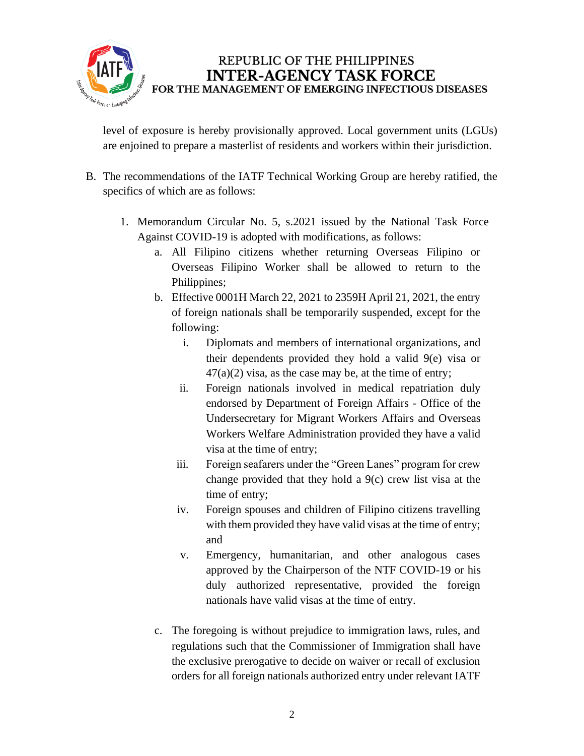level of exposure is hereby provisionally approved. Local government units (LGUs) are enjoined to prepare a masterlist of residents and workers within their jurisdiction.

B. The recommendations of the IATF Technical Working Group are hereby ratified, the specifics of which are as follows:

   1. Memorandum Circular No. 5, s.2021 issued by the National Task Force Against COVID-19 is adopted with modifications, as follows:
      a. All Filipino citizens whether returning Overseas Filipino or Overseas Filipino Worker shall be allowed to return to the Philippines;
      b. Effective 0001H March 22, 2021 to 2359H April 21, 2021, the entry of foreign nationals shall be temporarily suspended, except for the following:
         i. Diplomats and members of international organizations, and their dependents provided they hold a valid 9(e) visa or 47(a)(2) visa, as the case may be, at the time of entry;
         ii. Foreign nationals involved in medical repatriation duly endorsed by Department of Foreign Affairs - Office of the Undersecretary for Migrant Workers Affairs and Overseas Workers Welfare Administration provided they have a valid visa at the time of entry;
         iii. Foreign seafarers under the "Green Lanes" program for crew change provided that they hold a 9(c) crew list visa at the time of entry;
         iv. Foreign spouses and children of Filipino citizens travelling with them provided they have valid visas at the time of entry; and
         v. Emergency, humanitarian, and other analogous cases approved by the Chairperson of the NTF COVID-19 or his duly authorized representative, provided the foreign nationals have valid visas at the time of entry.

      c. The foregoing is without prejudice to immigration laws, rules, and regulations such that the Commissioner of Immigration shall have the exclusive prerogative to decide on waiver or recall of exclusion orders for all foreign nationals authorized entry under relevant IATF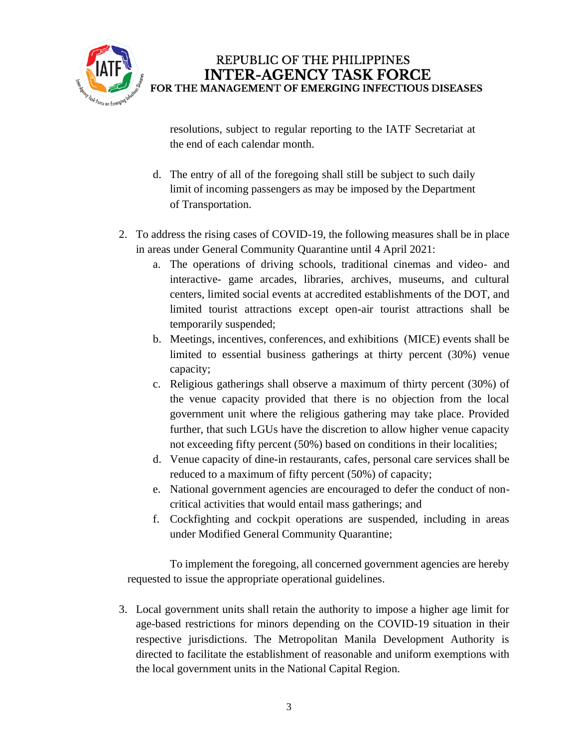resolutions, subject to regular reporting to the IATF Secretariat at the end of each calendar month.

d. The entry of all of the foregoing shall still be subject to such daily limit of incoming passengers as may be imposed by the Department of Transportation.

2. To address the rising cases of COVID-19, the following measures shall be in place in areas under General Community Quarantine until 4 April 2021:
   a. The operations of driving schools, traditional cinemas and video- and interactive- game arcades, libraries, archives, museums, and cultural centers, limited social events at accredited establishments of the DOT, and limited tourist attractions except open-air tourist attractions shall be temporarily suspended;
   b. Meetings, incentives, conferences, and exhibitions (MICE) events shall be limited to essential business gatherings at thirty percent (30%) venue capacity;
   c. Religious gatherings shall observe a maximum of thirty percent (30%) of the venue capacity provided that there is no objection from the local government unit where the religious gathering may take place. Provided further, that such LGUs have the discretion to allow higher venue capacity not exceeding fifty percent (50%) based on conditions in their localities;
   d. Venue capacity of dine-in restaurants, cafes, personal care services shall be reduced to a maximum of fifty percent (50%) of capacity;
   e. National government agencies are encouraged to defer the conduct of non-critical activities that would entail mass gatherings; and
   f. Cockfighting and cockpit operations are suspended, including in areas under Modified General Community Quarantine;

To implement the foregoing, all concerned government agencies are hereby requested to issue the appropriate operational guidelines.

3. Local government units shall retain the authority to impose a higher age limit for age-based restrictions for minors depending on the COVID-19 situation in their respective jurisdictions. The Metropolitan Manila Development Authority is directed to facilitate the establishment of reasonable and uniform exemptions with the local government units in the National Capital Region.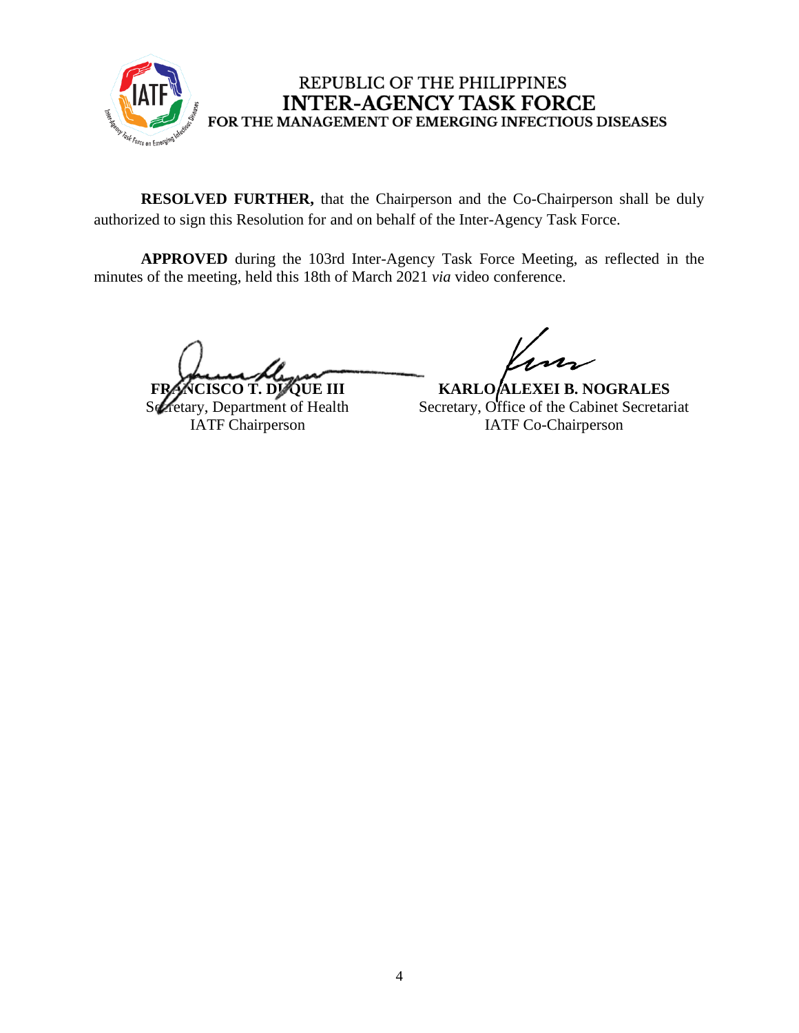REPUBLIC OF THE PHILIPPINES
**INTER-AGENCY TASK FORCE**
**FOR THE MANAGEMENT OF EMERGING INFECTIOUS DISEASES**

**RESOLVED FURTHER,** that the Chairperson and the Co-Chairperson shall be duly authorized to sign this Resolution for and on behalf of the Inter-Agency Task Force.

**APPROVED** during the 103rd Inter-Agency Task Force Meeting, as reflected in the minutes of the meeting, held this 18th of March 2021 *via* video conference.

**FRANCISCO T. DUQUE III**
Secretary, Department of Health
IATF Chairperson

**KARLO ALEXEI B. NOGRALES**
Secretary, Office of the Cabinet Secretariat
IATF Co-Chairperson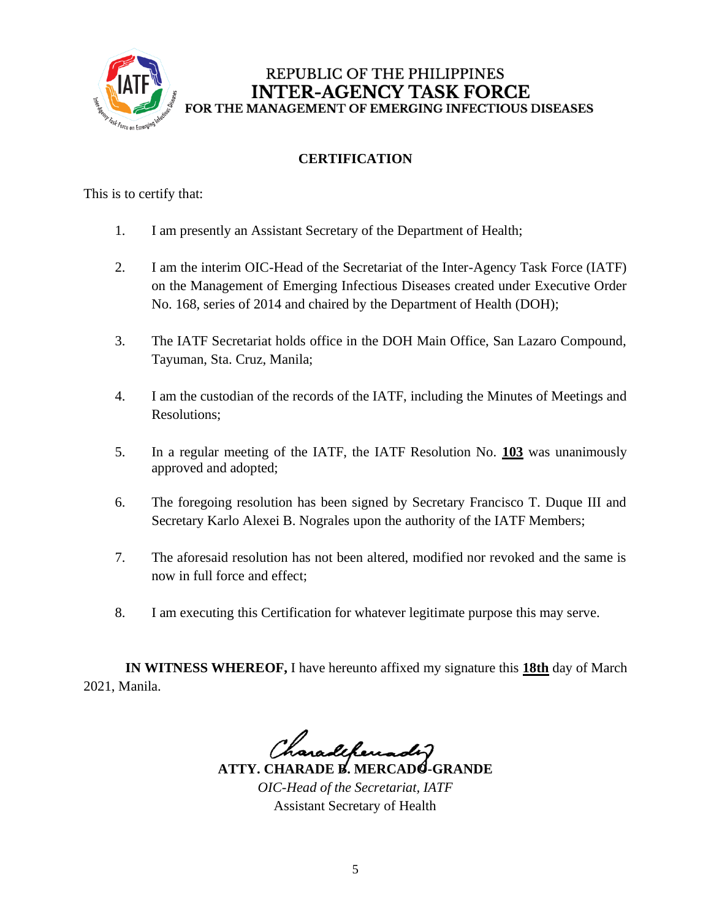REPUBLIC OF THE PHILIPPINES
**INTER-AGENCY TASK FORCE**
**FOR THE MANAGEMENT OF EMERGING INFECTIOUS DISEASES**

## CERTIFICATION

This is to certify that:

1. I am presently an Assistant Secretary of the Department of Health;

2. I am the interim OIC-Head of the Secretariat of the Inter-Agency Task Force (IATF) on the Management of Emerging Infectious Diseases created under Executive Order No. 168, series of 2014 and chaired by the Department of Health (DOH);

3. The IATF Secretariat holds office in the DOH Main Office, San Lazaro Compound, Tayuman, Sta. Cruz, Manila;

4. I am the custodian of the records of the IATF, including the Minutes of Meetings and Resolutions;

5. In a regular meeting of the IATF, the IATF Resolution No. **103** was unanimously approved and adopted;

6. The foregoing resolution has been signed by Secretary Francisco T. Duque III and Secretary Karlo Alexei B. Nograles upon the authority of the IATF Members;

7. The aforesaid resolution has not been altered, modified nor revoked and the same is now in full force and effect;

8. I am executing this Certification for whatever legitimate purpose this may serve.

**IN WITNESS WHEREOF,** I have hereunto affixed my signature this **18th** day of March 2021, Manila.

**ATTY. CHARADE B. MERCADO-GRANDE**
*OIC-Head of the Secretariat, IATF*
Assistant Secretary of Health